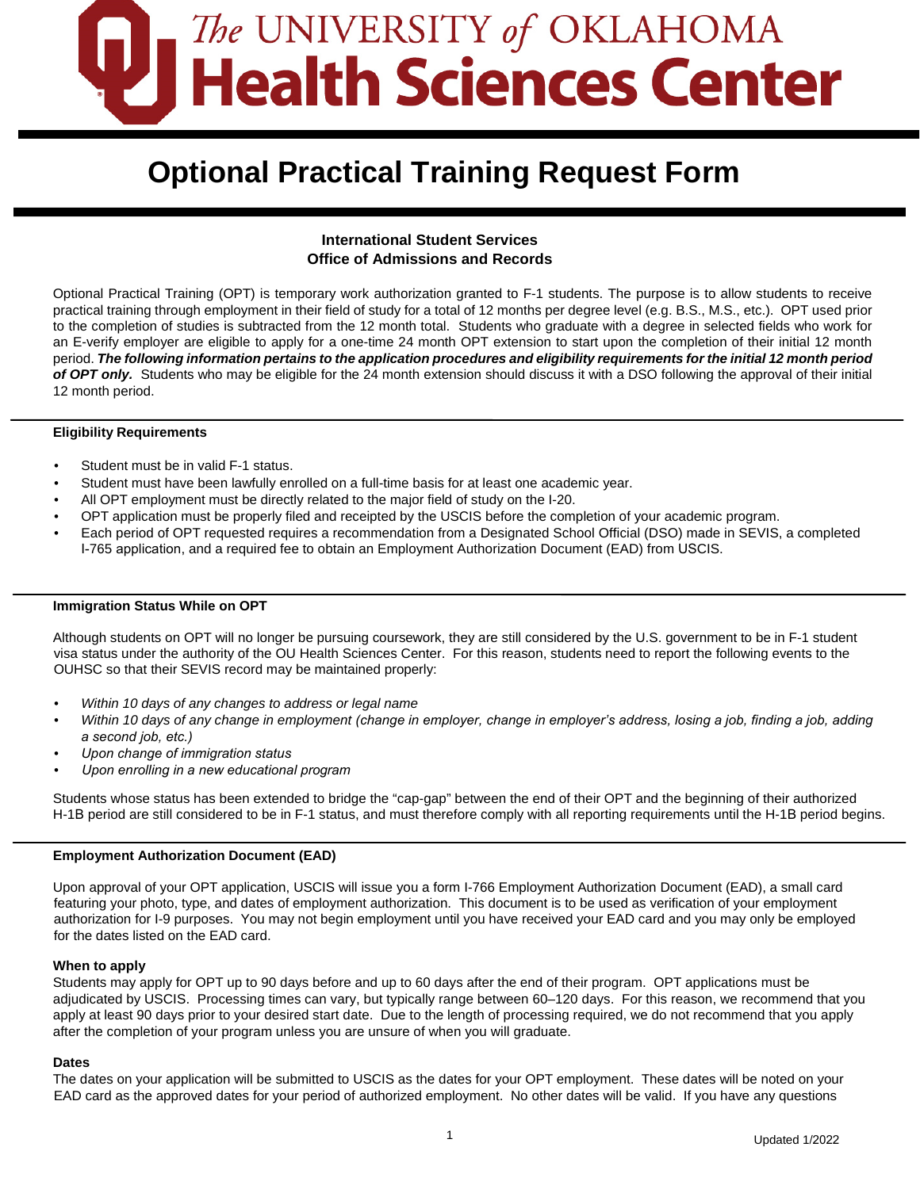The UNIVERSITY of OKLAHOMA
Health Sciences Center

# Optional Practical Training Request Form

**International Student Services**
**Office of Admissions and Records**

Optional Practical Training (OPT) is temporary work authorization granted to F-1 students. The purpose is to allow students to receive practical training through employment in their field of study for a total of 12 months per degree level (e.g. B.S., M.S., etc.). OPT used prior to the completion of studies is subtracted from the 12 month total. Students who graduate with a degree in selected fields who work for an E-verify employer are eligible to apply for a one-time 24 month OPT extension to start upon the completion of their initial 12 month period. ***The following information pertains to the application procedures and eligibility requirements for the initial 12 month period of OPT only.*** Students who may be eligible for the 24 month extension should discuss it with a DSO following the approval of their initial 12 month period.

### Eligibility Requirements

- Student must be in valid F-1 status.
- Student must have been lawfully enrolled on a full-time basis for at least one academic year.
- All OPT employment must be directly related to the major field of study on the I-20.
- OPT application must be properly filed and receipted by the USCIS before the completion of your academic program.
- Each period of OPT requested requires a recommendation from a Designated School Official (DSO) made in SEVIS, a completed I-765 application, and a required fee to obtain an Employment Authorization Document (EAD) from USCIS.

### Immigration Status While on OPT

Although students on OPT will no longer be pursuing coursework, they are still considered by the U.S. government to be in F-1 student visa status under the authority of the OU Health Sciences Center. For this reason, students need to report the following events to the OUHSC so that their SEVIS record may be maintained properly:

- *Within 10 days of any changes to address or legal name*
- *Within 10 days of any change in employment (change in employer, change in employer's address, losing a job, finding a job, adding a second job, etc.)*
- *Upon change of immigration status*
- *Upon enrolling in a new educational program*

Students whose status has been extended to bridge the "cap-gap" between the end of their OPT and the beginning of their authorized H-1B period are still considered to be in F-1 status, and must therefore comply with all reporting requirements until the H-1B period begins.

### Employment Authorization Document (EAD)

Upon approval of your OPT application, USCIS will issue you a form I-766 Employment Authorization Document (EAD), a small card featuring your photo, type, and dates of employment authorization. This document is to be used as verification of your employment authorization for I-9 purposes. You may not begin employment until you have received your EAD card and you may only be employed for the dates listed on the EAD card.

**When to apply**
Students may apply for OPT up to 90 days before and up to 60 days after the end of their program. OPT applications must be adjudicated by USCIS. Processing times can vary, but typically range between 60–120 days. For this reason, we recommend that you apply at least 90 days prior to your desired start date. Due to the length of processing required, we do not recommend that you apply after the completion of your program unless you are unsure of when you will graduate.

**Dates**
The dates on your application will be submitted to USCIS as the dates for your OPT employment. These dates will be noted on your EAD card as the approved dates for your period of authorized employment. No other dates will be valid. If you have any questions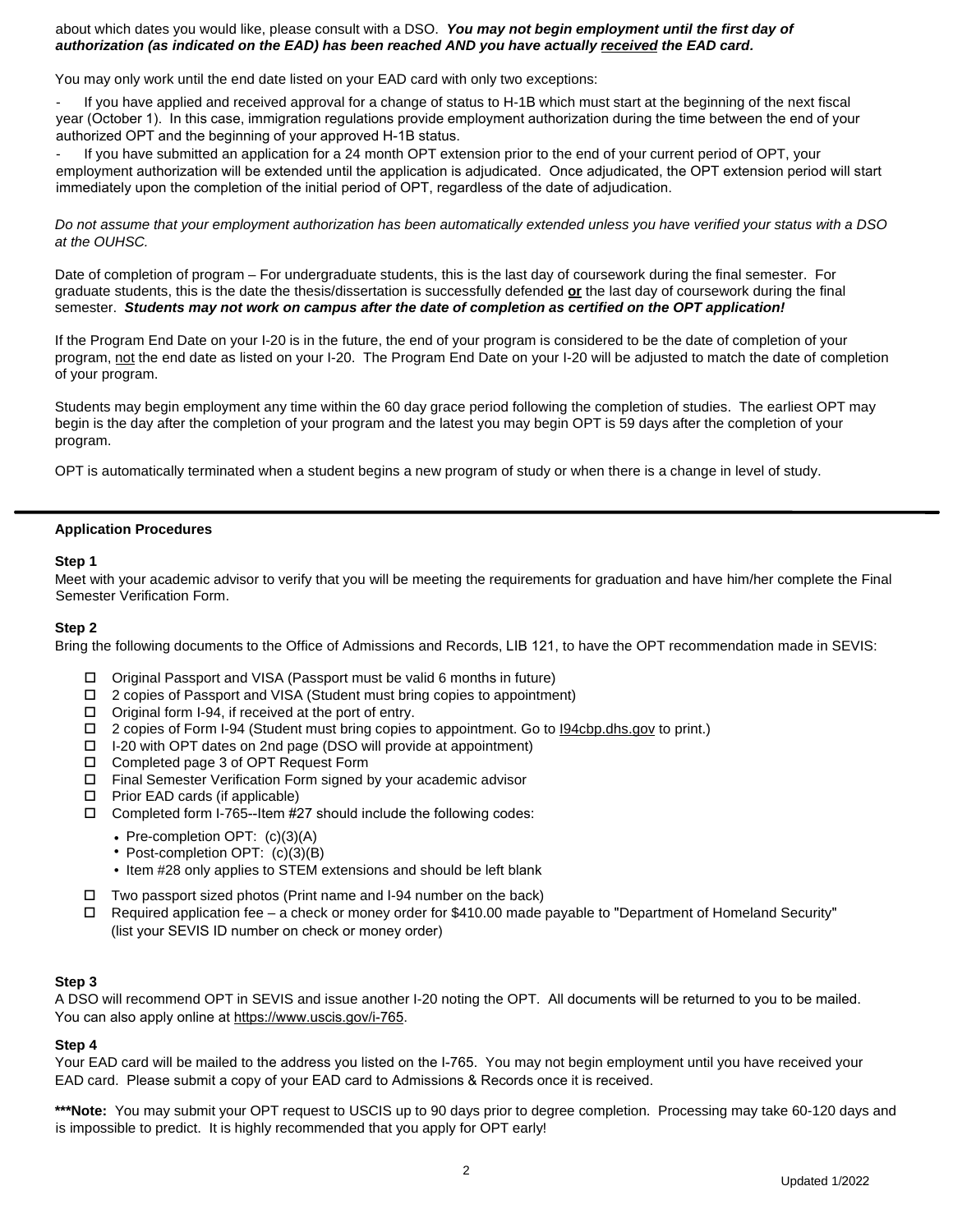about which dates you would like, please consult with a DSO. ***You may not begin employment until the first day of authorization (as indicated on the EAD) has been reached AND you have actually received the EAD card.***

You may only work until the end date listed on your EAD card with only two exceptions:

- If you have applied and received approval for a change of status to H-1B which must start at the beginning of the next fiscal year (October 1). In this case, immigration regulations provide employment authorization during the time between the end of your authorized OPT and the beginning of your approved H-1B status.
- If you have submitted an application for a 24 month OPT extension prior to the end of your current period of OPT, your employment authorization will be extended until the application is adjudicated. Once adjudicated, the OPT extension period will start immediately upon the completion of the initial period of OPT, regardless of the date of adjudication.

*Do not assume that your employment authorization has been automatically extended unless you have verified your status with a DSO at the OUHSC.*

Date of completion of program – For undergraduate students, this is the last day of coursework during the final semester. For graduate students, this is the date the thesis/dissertation is successfully defended **or** the last day of coursework during the final semester. ***Students may not work on campus after the date of completion as certified on the OPT application!***

If the Program End Date on your I-20 is in the future, the end of your program is considered to be the date of completion of your program, not the end date as listed on your I-20. The Program End Date on your I-20 will be adjusted to match the date of completion of your program.

Students may begin employment any time within the 60 day grace period following the completion of studies. The earliest OPT may begin is the day after the completion of your program and the latest you may begin OPT is 59 days after the completion of your program.

OPT is automatically terminated when a student begins a new program of study or when there is a change in level of study.

---

**Application Procedures**

**Step 1**
Meet with your academic advisor to verify that you will be meeting the requirements for graduation and have him/her complete the Final Semester Verification Form.

**Step 2**
Bring the following documents to the Office of Admissions and Records, LIB 121, to have the OPT recommendation made in SEVIS:

- ☐ Original Passport and VISA (Passport must be valid 6 months in future)
- ☐ 2 copies of Passport and VISA (Student must bring copies to appointment)
- ☐ Original form I-94, if received at the port of entry.
- ☐ 2 copies of Form I-94 (Student must bring copies to appointment. Go to I94cbp.dhs.gov to print.)
- ☐ I-20 with OPT dates on 2nd page (DSO will provide at appointment)
- ☐ Completed page 3 of OPT Request Form
- ☐ Final Semester Verification Form signed by your academic advisor
- ☐ Prior EAD cards (if applicable)
- ☐ Completed form I-765--Item #27 should include the following codes:
  - Pre-completion OPT: (c)(3)(A)
  - Post-completion OPT: (c)(3)(B)
  - Item #28 only applies to STEM extensions and should be left blank
- ☐ Two passport sized photos (Print name and I-94 number on the back)
- ☐ Required application fee – a check or money order for $410.00 made payable to "Department of Homeland Security" (list your SEVIS ID number on check or money order)

**Step 3**
A DSO will recommend OPT in SEVIS and issue another I-20 noting the OPT. All documents will be returned to you to be mailed. You can also apply online at https://www.uscis.gov/i-765.

**Step 4**
Your EAD card will be mailed to the address you listed on the I-765. You may not begin employment until you have received your EAD card. Please submit a copy of your EAD card to Admissions & Records once it is received.

*****Note:** You may submit your OPT request to USCIS up to 90 days prior to degree completion. Processing may take 60-120 days and is impossible to predict. It is highly recommended that you apply for OPT early!

Updated 1/2022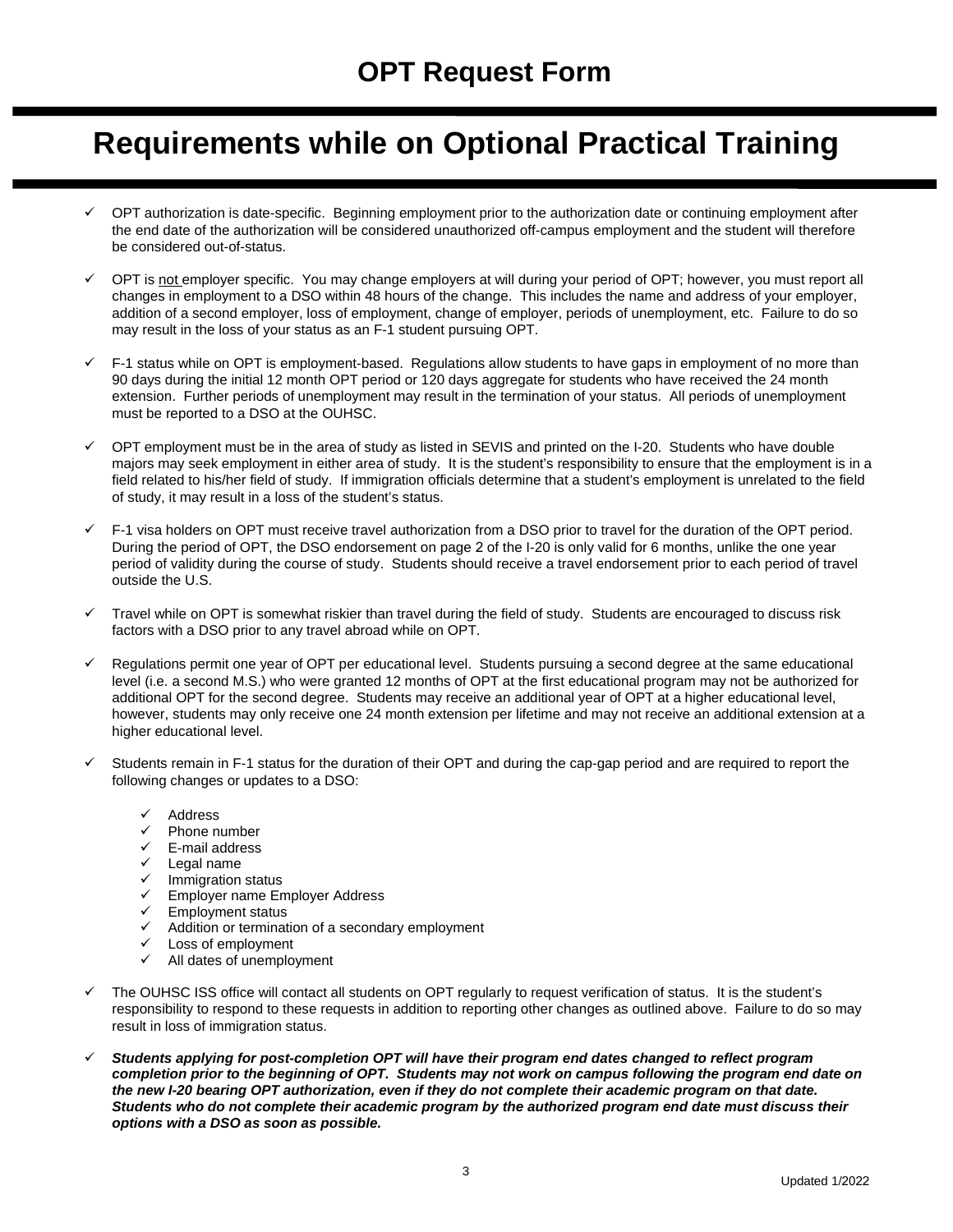# OPT Request Form

# Requirements while on Optional Practical Training

- ✓ OPT authorization is date-specific. Beginning employment prior to the authorization date or continuing employment after the end date of the authorization will be considered unauthorized off-campus employment and the student will therefore be considered out-of-status.

- ✓ OPT is <u>not</u> employer specific. You may change employers at will during your period of OPT; however, you must report all changes in employment to a DSO within 48 hours of the change. This includes the name and address of your employer, addition of a second employer, loss of employment, change of employer, periods of unemployment, etc. Failure to do so may result in the loss of your status as an F-1 student pursuing OPT.

- ✓ F-1 status while on OPT is employment-based. Regulations allow students to have gaps in employment of no more than 90 days during the initial 12 month OPT period or 120 days aggregate for students who have received the 24 month extension. Further periods of unemployment may result in the termination of your status. All periods of unemployment must be reported to a DSO at the OUHSC.

- ✓ OPT employment must be in the area of study as listed in SEVIS and printed on the I-20. Students who have double majors may seek employment in either area of study. It is the student's responsibility to ensure that the employment is in a field related to his/her field of study. If immigration officials determine that a student's employment is unrelated to the field of study, it may result in a loss of the student's status.

- ✓ F-1 visa holders on OPT must receive travel authorization from a DSO prior to travel for the duration of the OPT period. During the period of OPT, the DSO endorsement on page 2 of the I-20 is only valid for 6 months, unlike the one year period of validity during the course of study. Students should receive a travel endorsement prior to each period of travel outside the U.S.

- ✓ Travel while on OPT is somewhat riskier than travel during the field of study. Students are encouraged to discuss risk factors with a DSO prior to any travel abroad while on OPT.

- ✓ Regulations permit one year of OPT per educational level. Students pursuing a second degree at the same educational level (i.e. a second M.S.) who were granted 12 months of OPT at the first educational program may not be authorized for additional OPT for the second degree. Students may receive an additional year of OPT at a higher educational level, however, students may only receive one 24 month extension per lifetime and may not receive an additional extension at a higher educational level.

- ✓ Students remain in F-1 status for the duration of their OPT and during the cap-gap period and are required to report the following changes or updates to a DSO:

  - ✓ Address
  - ✓ Phone number
  - ✓ E-mail address
  - ✓ Legal name
  - ✓ Immigration status
  - ✓ Employer name Employer Address
  - ✓ Employment status
  - ✓ Addition or termination of a secondary employment
  - ✓ Loss of employment
  - ✓ All dates of unemployment

- ✓ The OUHSC ISS office will contact all students on OPT regularly to request verification of status. It is the student's responsibility to respond to these requests in addition to reporting other changes as outlined above. Failure to do so may result in loss of immigration status.

- ✓ ***Students applying for post-completion OPT will have their program end dates changed to reflect program completion prior to the beginning of OPT. Students may not work on campus following the program end date on the new I-20 bearing OPT authorization, even if they do not complete their academic program on that date. Students who do not complete their academic program by the authorized program end date must discuss their options with a DSO as soon as possible.***

Updated 1/2022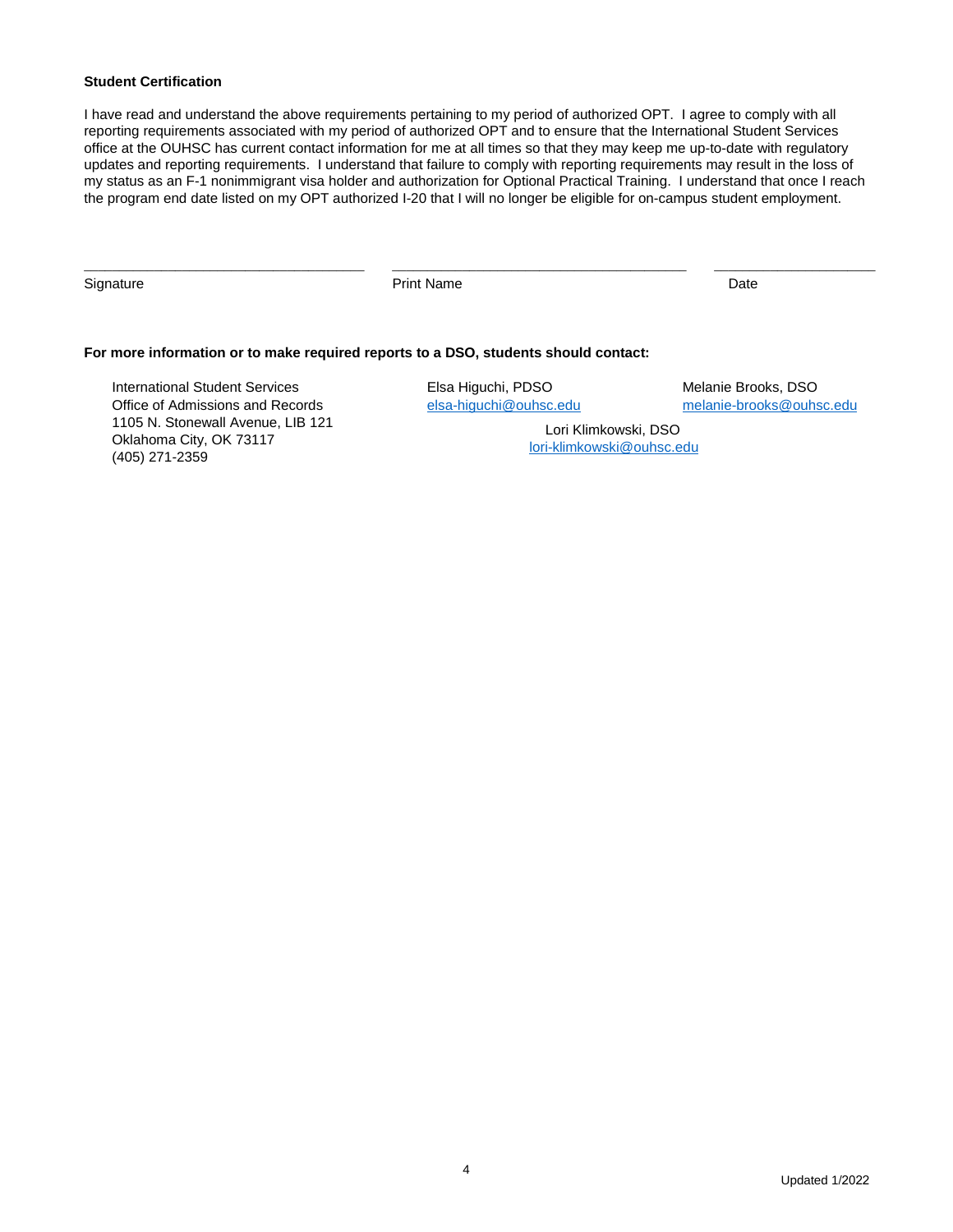**Student Certification**

I have read and understand the above requirements pertaining to my period of authorized OPT. I agree to comply with all reporting requirements associated with my period of authorized OPT and to ensure that the International Student Services office at the OUHSC has current contact information for me at all times so that they may keep me up-to-date with regulatory updates and reporting requirements. I understand that failure to comply with reporting requirements may result in the loss of my status as an F-1 nonimmigrant visa holder and authorization for Optional Practical Training. I understand that once I reach the program end date listed on my OPT authorized I-20 that I will no longer be eligible for on-campus student employment.

____________________________________ ______________________________________ _____________________

Signature Print Name Date

**For more information or to make required reports to a DSO, students should contact:**

International Student Services
Office of Admissions and Records
1105 N. Stonewall Avenue, LIB 121
Oklahoma City, OK 73117
(405) 271-2359

Elsa Higuchi, PDSO
elsa-higuchi@ouhsc.edu

Melanie Brooks, DSO
melanie-brooks@ouhsc.edu

Lori Klimkowski, DSO
lori-klimkowski@ouhsc.edu

Updated 1/2022